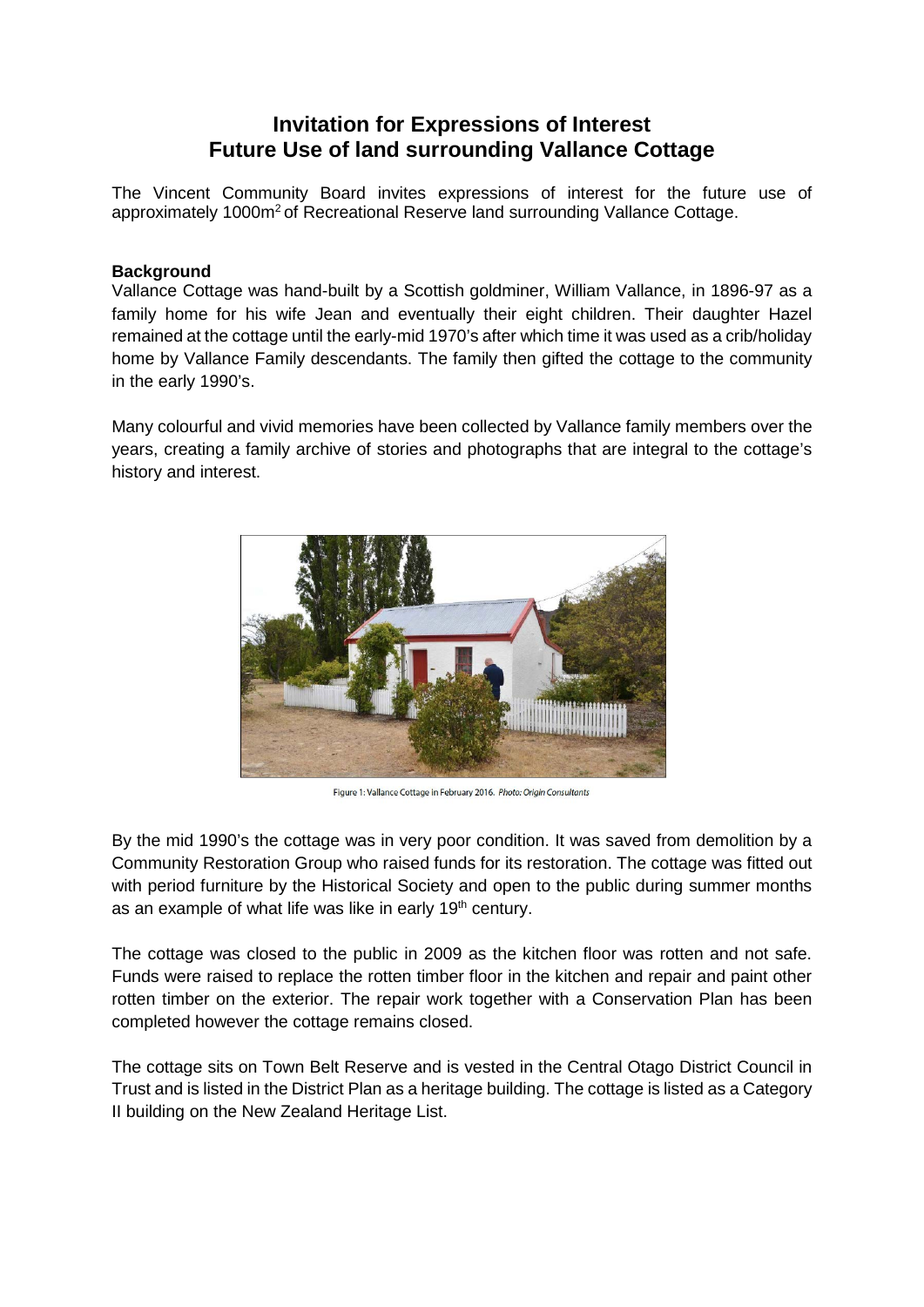# Invitation for Expressions of Interest
# Future Use of land surrounding Vallance Cottage

The Vincent Community Board invites expressions of interest for the future use of approximately 1000m$^2$ of Recreational Reserve land surrounding Vallance Cottage.

**Background**

Vallance Cottage was hand-built by a Scottish goldminer, William Vallance, in 1896-97 as a family home for his wife Jean and eventually their eight children. Their daughter Hazel remained at the cottage until the early-mid 1970's after which time it was used as a crib/holiday home by Vallance Family descendants. The family then gifted the cottage to the community in the early 1990's.

Many colourful and vivid memories have been collected by Vallance family members over the years, creating a family archive of stories and photographs that are integral to the cottage's history and interest.

Figure 1: Vallance Cottage in February 2016. *Photo: Origin Consultants*

By the mid 1990's the cottage was in very poor condition. It was saved from demolition by a Community Restoration Group who raised funds for its restoration. The cottage was fitted out with period furniture by the Historical Society and open to the public during summer months as an example of what life was like in early 19th century.

The cottage was closed to the public in 2009 as the kitchen floor was rotten and not safe. Funds were raised to replace the rotten timber floor in the kitchen and repair and paint other rotten timber on the exterior. The repair work together with a Conservation Plan has been completed however the cottage remains closed.

The cottage sits on Town Belt Reserve and is vested in the Central Otago District Council in Trust and is listed in the District Plan as a heritage building. The cottage is listed as a Category II building on the New Zealand Heritage List.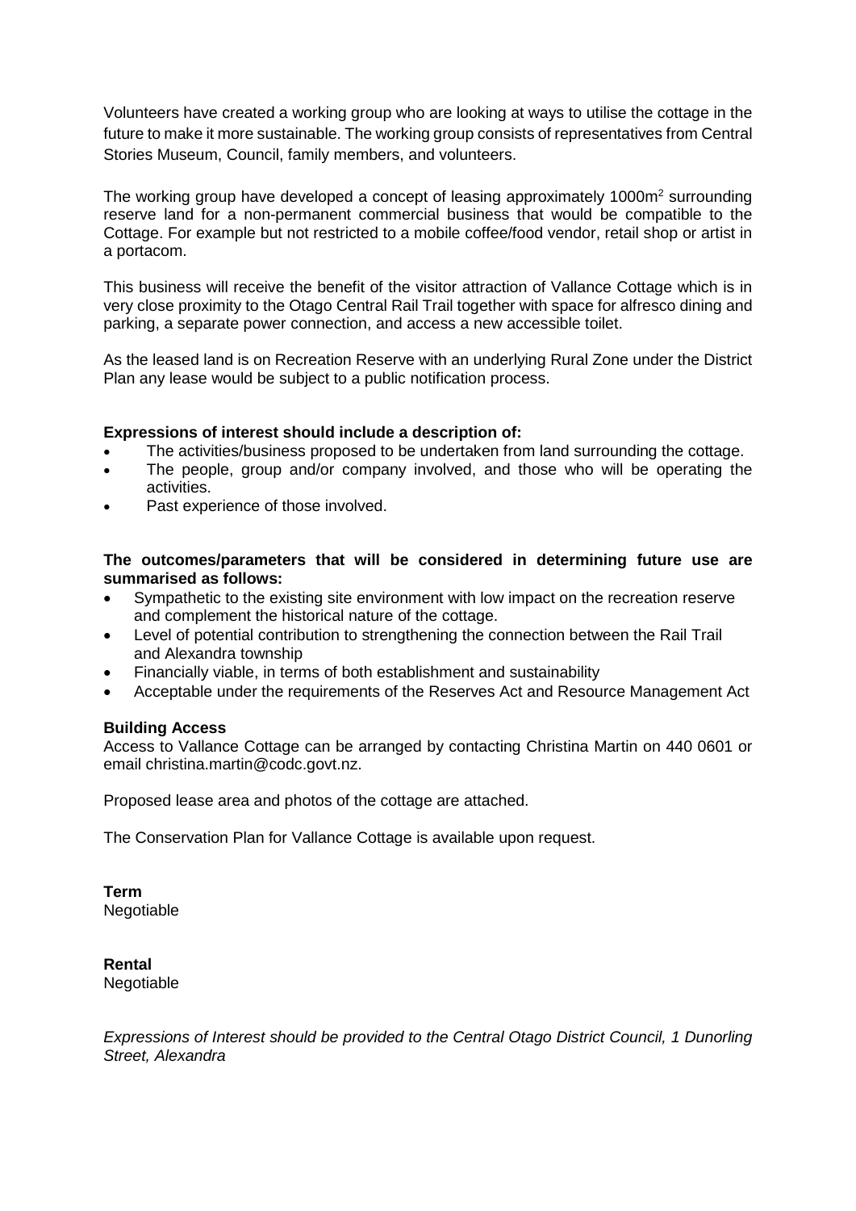Volunteers have created a working group who are looking at ways to utilise the cottage in the future to make it more sustainable. The working group consists of representatives from Central Stories Museum, Council, family members, and volunteers.

The working group have developed a concept of leasing approximately $1000m^2$ surrounding reserve land for a non-permanent commercial business that would be compatible to the Cottage. For example but not restricted to a mobile coffee/food vendor, retail shop or artist in a portacom.

This business will receive the benefit of the visitor attraction of Vallance Cottage which is in very close proximity to the Otago Central Rail Trail together with space for alfresco dining and parking, a separate power connection, and access a new accessible toilet.

As the leased land is on Recreation Reserve with an underlying Rural Zone under the District Plan any lease would be subject to a public notification process.

**Expressions of interest should include a description of:**

- The activities/business proposed to be undertaken from land surrounding the cottage.
- The people, group and/or company involved, and those who will be operating the activities.
- Past experience of those involved.

**The outcomes/parameters that will be considered in determining future use are summarised as follows:**

- Sympathetic to the existing site environment with low impact on the recreation reserve and complement the historical nature of the cottage.
- Level of potential contribution to strengthening the connection between the Rail Trail and Alexandra township
- Financially viable, in terms of both establishment and sustainability
- Acceptable under the requirements of the Reserves Act and Resource Management Act

**Building Access**

Access to Vallance Cottage can be arranged by contacting Christina Martin on 440 0601 or email christina.martin@codc.govt.nz.

Proposed lease area and photos of the cottage are attached.

The Conservation Plan for Vallance Cottage is available upon request.

**Term**

Negotiable

**Rental**

Negotiable

*Expressions of Interest should be provided to the Central Otago District Council, 1 Dunorling Street, Alexandra*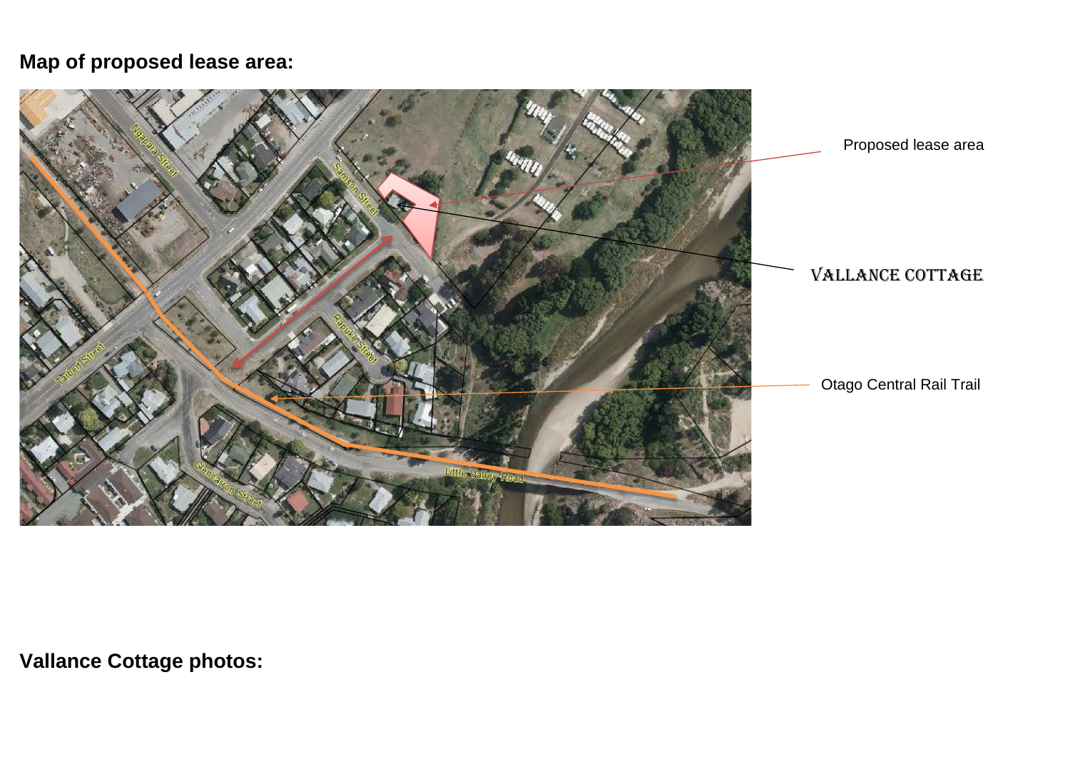**Map of proposed lease area:**

Proposed lease area

VALLANCE COTTAGE

Otago Central Rail Trail

**Vallance Cottage photos:**